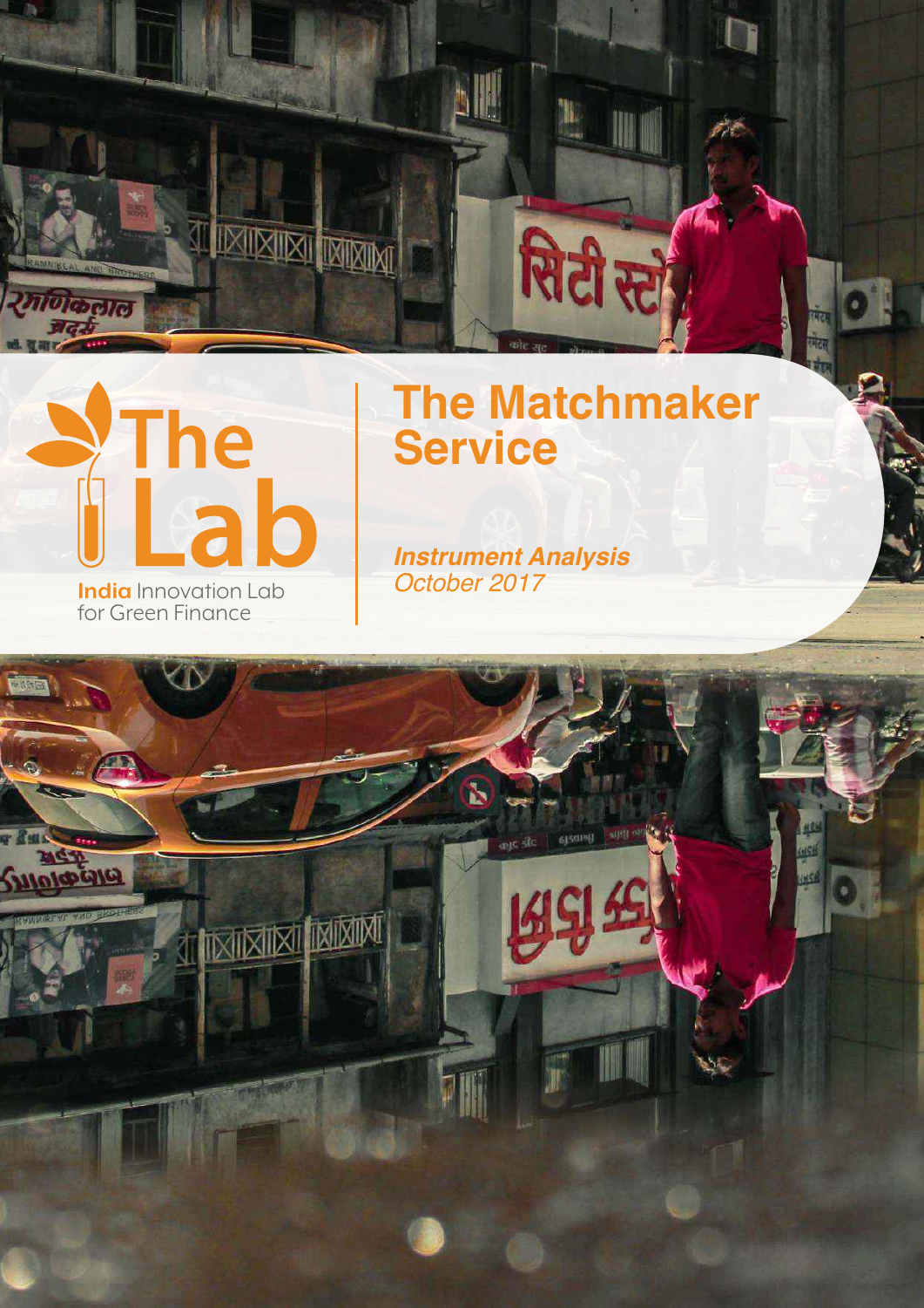The Lab

India Innovation Lab for Green Finance

# The Matchmaker Service

***Instrument Analysis***
*October 2017*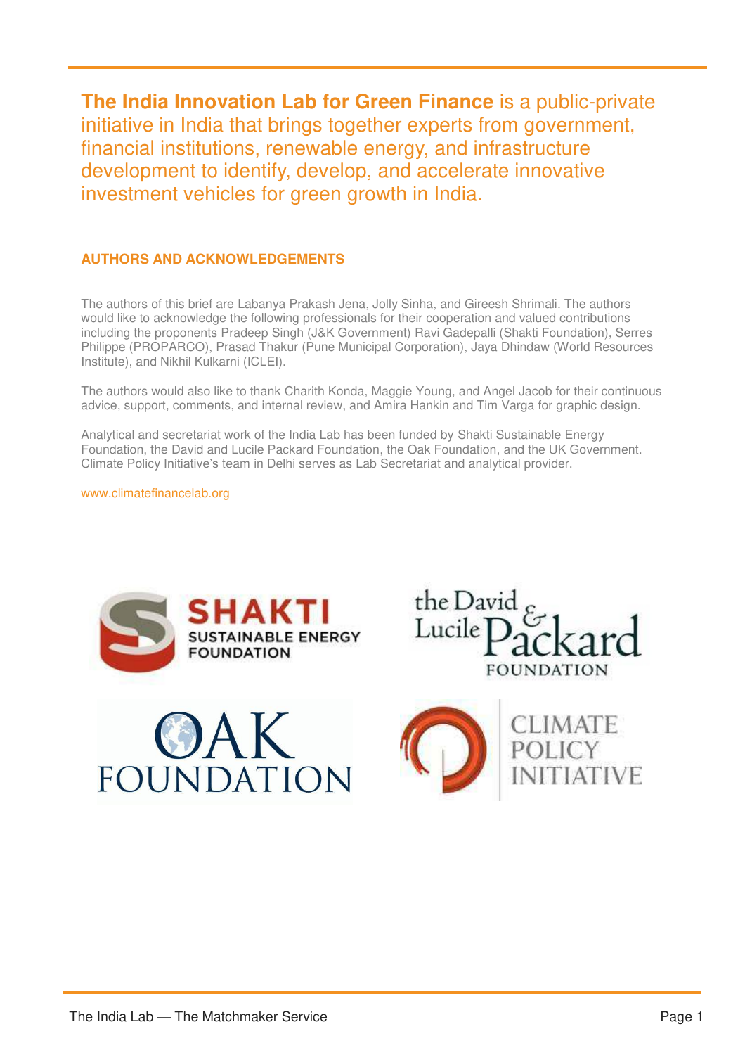**The India Innovation Lab for Green Finance** is a public-private initiative in India that brings together experts from government, financial institutions, renewable energy, and infrastructure development to identify, develop, and accelerate innovative investment vehicles for green growth in India.

## AUTHORS AND ACKNOWLEDGEMENTS

The authors of this brief are Labanya Prakash Jena, Jolly Sinha, and Gireesh Shrimali. The authors would like to acknowledge the following professionals for their cooperation and valued contributions including the proponents Pradeep Singh (J&K Government) Ravi Gadepalli (Shakti Foundation), Serres Philippe (PROPARCO), Prasad Thakur (Pune Municipal Corporation), Jaya Dhindaw (World Resources Institute), and Nikhil Kulkarni (ICLEI).

The authors would also like to thank Charith Konda, Maggie Young, and Angel Jacob for their continuous advice, support, comments, and internal review, and Amira Hankin and Tim Varga for graphic design.

Analytical and secretariat work of the India Lab has been funded by Shakti Sustainable Energy Foundation, the David and Lucile Packard Foundation, the Oak Foundation, and the UK Government. Climate Policy Initiative's team in Delhi serves as Lab Secretariat and analytical provider.

www.climatefinancelab.org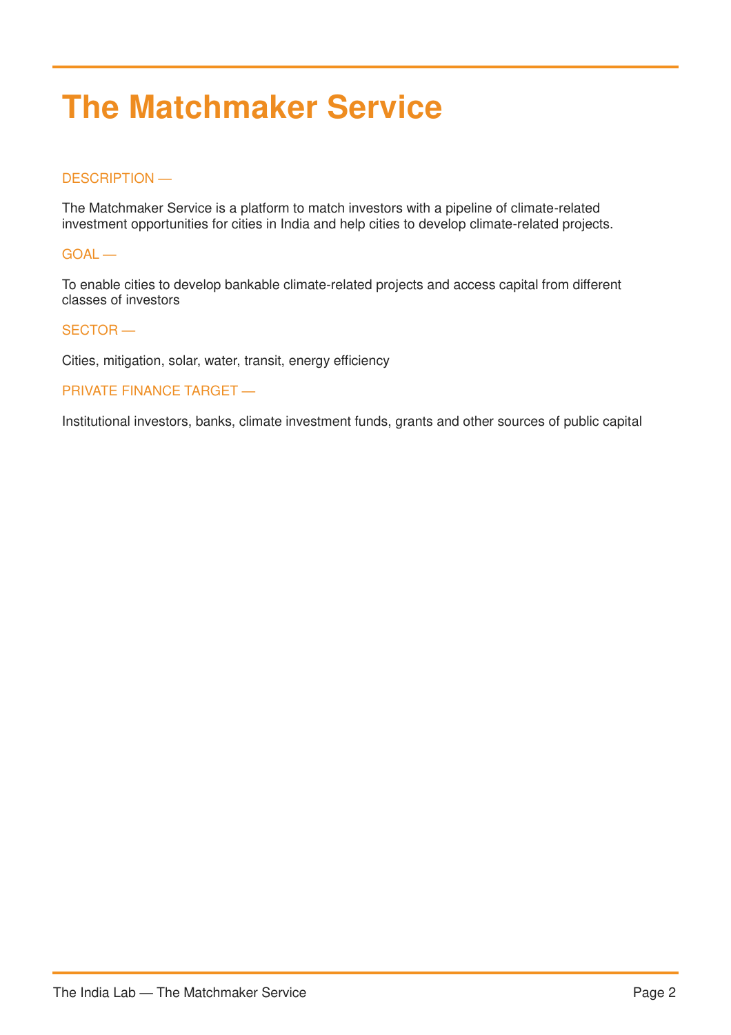# The Matchmaker Service

DESCRIPTION —

The Matchmaker Service is a platform to match investors with a pipeline of climate-related investment opportunities for cities in India and help cities to develop climate-related projects.

GOAL —

To enable cities to develop bankable climate-related projects and access capital from different classes of investors

SECTOR —

Cities, mitigation, solar, water, transit, energy efficiency

PRIVATE FINANCE TARGET —

Institutional investors, banks, climate investment funds, grants and other sources of public capital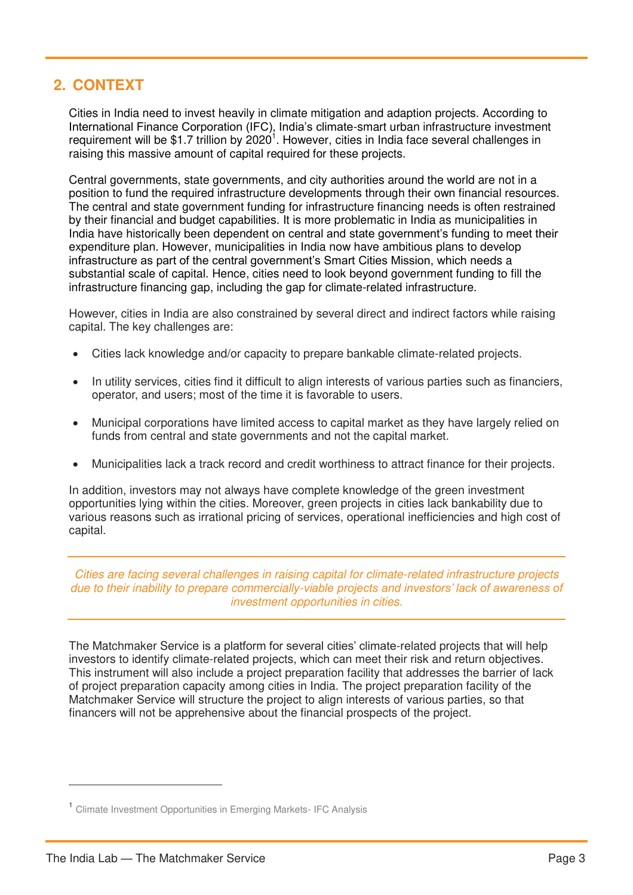## 2. CONTEXT

Cities in India need to invest heavily in climate mitigation and adaption projects. According to International Finance Corporation (IFC), India's climate-smart urban infrastructure investment requirement will be $1.7 trillion by 2020[1]. However, cities in India face several challenges in raising this massive amount of capital required for these projects.

Central governments, state governments, and city authorities around the world are not in a position to fund the required infrastructure developments through their own financial resources. The central and state government funding for infrastructure financing needs is often restrained by their financial and budget capabilities. It is more problematic in India as municipalities in India have historically been dependent on central and state government's funding to meet their expenditure plan. However, municipalities in India now have ambitious plans to develop infrastructure as part of the central government's Smart Cities Mission, which needs a substantial scale of capital. Hence, cities need to look beyond government funding to fill the infrastructure financing gap, including the gap for climate-related infrastructure.

However, cities in India are also constrained by several direct and indirect factors while raising capital. The key challenges are:

- Cities lack knowledge and/or capacity to prepare bankable climate-related projects.
- In utility services, cities find it difficult to align interests of various parties such as financiers, operator, and users; most of the time it is favorable to users.
- Municipal corporations have limited access to capital market as they have largely relied on funds from central and state governments and not the capital market.
- Municipalities lack a track record and credit worthiness to attract finance for their projects.

In addition, investors may not always have complete knowledge of the green investment opportunities lying within the cities. Moreover, green projects in cities lack bankability due to various reasons such as irrational pricing of services, operational inefficiencies and high cost of capital.

*Cities are facing several challenges in raising capital for climate-related infrastructure projects due to their inability to prepare commercially-viable projects and investors' lack of awareness of investment opportunities in cities.*

The Matchmaker Service is a platform for several cities' climate-related projects that will help investors to identify climate-related projects, which can meet their risk and return objectives. This instrument will also include a project preparation facility that addresses the barrier of lack of project preparation capacity among cities in India. The project preparation facility of the Matchmaker Service will structure the project to align interests of various parties, so that financers will not be apprehensive about the financial prospects of the project.

[1] Climate Investment Opportunities in Emerging Markets- IFC Analysis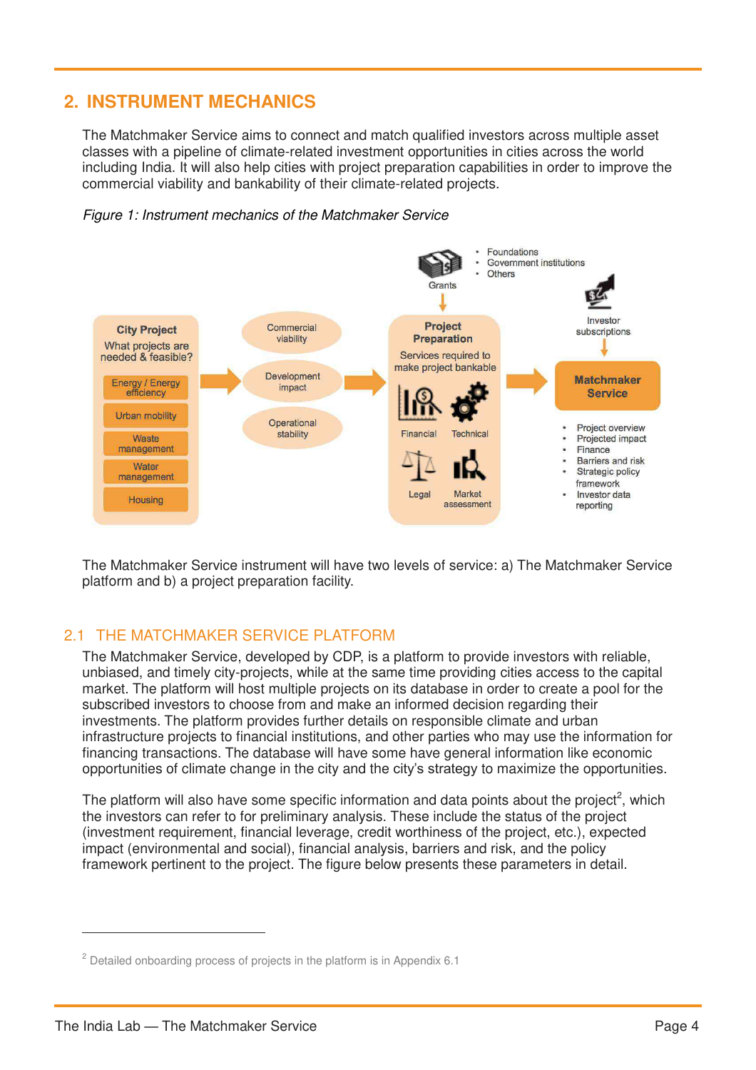## 2. INSTRUMENT MECHANICS

The Matchmaker Service aims to connect and match qualified investors across multiple asset classes with a pipeline of climate-related investment opportunities in cities across the world including India. It will also help cities with project preparation capabilities in order to improve the commercial viability and bankability of their climate-related projects.

*Figure 1: Instrument mechanics of the Matchmaker Service*

The Matchmaker Service instrument will have two levels of service: a) The Matchmaker Service platform and b) a project preparation facility.

### 2.1 THE MATCHMAKER SERVICE PLATFORM

The Matchmaker Service, developed by CDP, is a platform to provide investors with reliable, unbiased, and timely city-projects, while at the same time providing cities access to the capital market. The platform will host multiple projects on its database in order to create a pool for the subscribed investors to choose from and make an informed decision regarding their investments. The platform provides further details on responsible climate and urban infrastructure projects to financial institutions, and other parties who may use the information for financing transactions. The database will have some have general information like economic opportunities of climate change in the city and the city's strategy to maximize the opportunities.

The platform will also have some specific information and data points about the project[2], which the investors can refer to for preliminary analysis. These include the status of the project (investment requirement, financial leverage, credit worthiness of the project, etc.), expected impact (environmental and social), financial analysis, barriers and risk, and the policy framework pertinent to the project. The figure below presents these parameters in detail.

[2] Detailed onboarding process of projects in the platform is in Appendix 6.1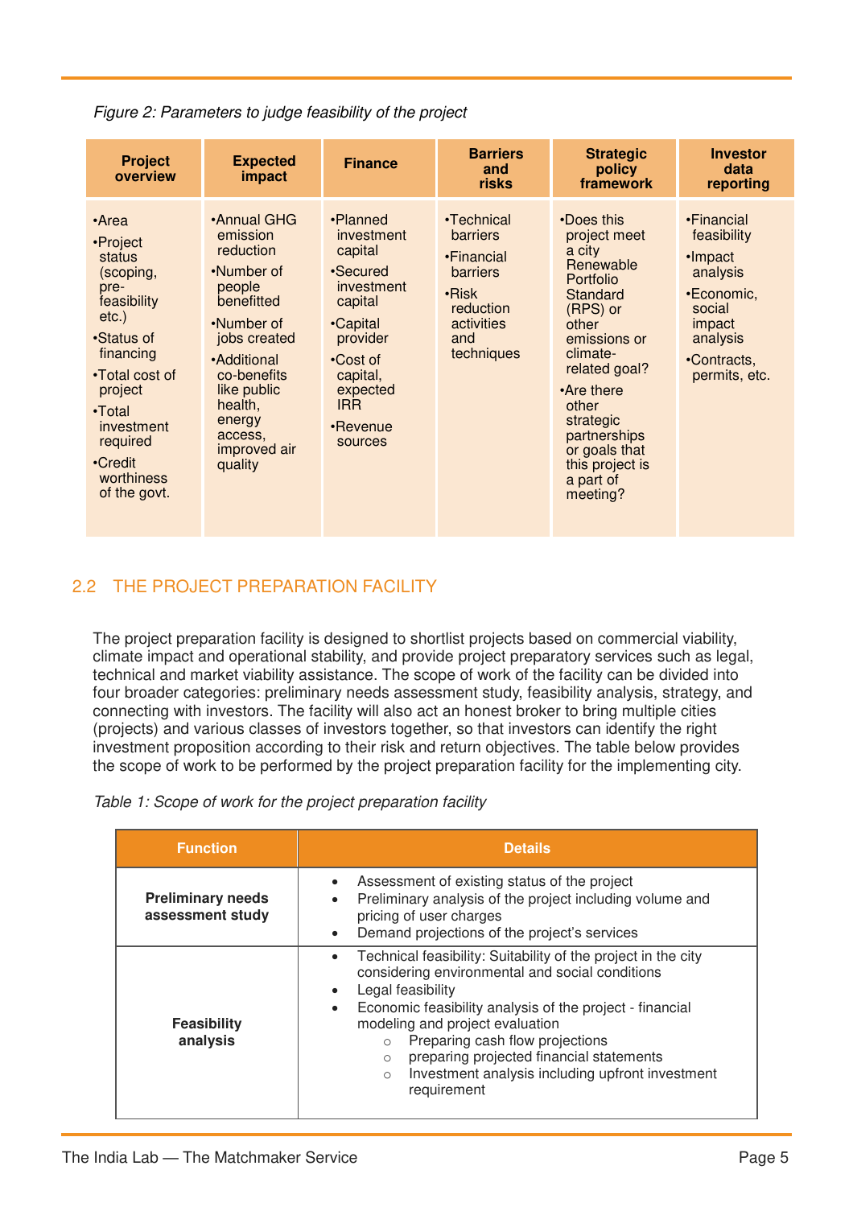*Figure 2: Parameters to judge feasibility of the project*

| Project overview | Expected impact | Finance | Barriers and risks | Strategic policy framework | Investor data reporting |
|---|---|---|---|---|---|
| •Area<br>•Project status (scoping, pre-feasibility etc.)<br>•Status of financing<br>•Total cost of project<br>•Total investment required<br>•Credit worthiness of the govt. | •Annual GHG emission reduction<br>•Number of people benefitted<br>•Number of jobs created<br>•Additional co-benefits like public health, energy access, improved air quality | •Planned investment capital<br>•Secured investment capital<br>•Capital provider<br>•Cost of capital, expected IRR<br>•Revenue sources | •Technical barriers<br>•Financial barriers<br>•Risk reduction activities and techniques | •Does this project meet a city Renewable Portfolio Standard (RPS) or other emissions or climate-related goal?<br>•Are there other strategic partnerships or goals that this project is a part of meeting? | •Financial feasibility<br>•Impact analysis<br>•Economic, social impact analysis<br>•Contracts, permits, etc. |

## 2.2 THE PROJECT PREPARATION FACILITY

The project preparation facility is designed to shortlist projects based on commercial viability, climate impact and operational stability, and provide project preparatory services such as legal, technical and market viability assistance. The scope of work of the facility can be divided into four broader categories: preliminary needs assessment study, feasibility analysis, strategy, and connecting with investors. The facility will also act an honest broker to bring multiple cities (projects) and various classes of investors together, so that investors can identify the right investment proposition according to their risk and return objectives. The table below provides the scope of work to be performed by the project preparation facility for the implementing city.

*Table 1: Scope of work for the project preparation facility*

| Function | Details |
|---|---|
| **Preliminary needs assessment study** | • Assessment of existing status of the project<br>• Preliminary analysis of the project including volume and pricing of user charges<br>• Demand projections of the project's services |
| **Feasibility analysis** | • Technical feasibility: Suitability of the project in the city considering environmental and social conditions<br>• Legal feasibility<br>• Economic feasibility analysis of the project - financial modeling and project evaluation<br>&nbsp;&nbsp;&nbsp;&nbsp;○ Preparing cash flow projections<br>&nbsp;&nbsp;&nbsp;&nbsp;○ preparing projected financial statements<br>&nbsp;&nbsp;&nbsp;&nbsp;○ Investment analysis including upfront investment requirement |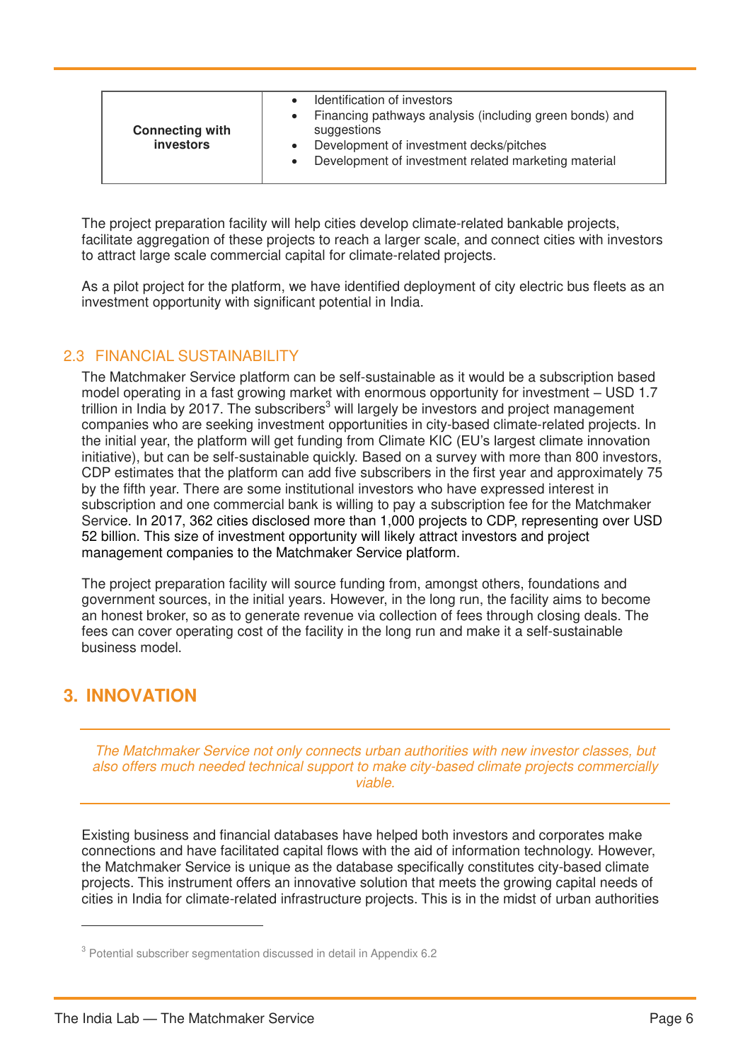| Connecting with investors | <ul><li>Identification of investors</li><li>Financing pathways analysis (including green bonds) and suggestions</li><li>Development of investment decks/pitches</li><li>Development of investment related marketing material</li></ul> |
|---|---|

The project preparation facility will help cities develop climate-related bankable projects, facilitate aggregation of these projects to reach a larger scale, and connect cities with investors to attract large scale commercial capital for climate-related projects.

As a pilot project for the platform, we have identified deployment of city electric bus fleets as an investment opportunity with significant potential in India.

### 2.3 FINANCIAL SUSTAINABILITY

The Matchmaker Service platform can be self-sustainable as it would be a subscription based model operating in a fast growing market with enormous opportunity for investment – USD 1.7 trillion in India by 2017. The subscribers[3] will largely be investors and project management companies who are seeking investment opportunities in city-based climate-related projects. In the initial year, the platform will get funding from Climate KIC (EU's largest climate innovation initiative), but can be self-sustainable quickly. Based on a survey with more than 800 investors, CDP estimates that the platform can add five subscribers in the first year and approximately 75 by the fifth year. There are some institutional investors who have expressed interest in subscription and one commercial bank is willing to pay a subscription fee for the Matchmaker Service. In 2017, 362 cities disclosed more than 1,000 projects to CDP, representing over USD 52 billion. This size of investment opportunity will likely attract investors and project management companies to the Matchmaker Service platform.

The project preparation facility will source funding from, amongst others, foundations and government sources, in the initial years. However, in the long run, the facility aims to become an honest broker, so as to generate revenue via collection of fees through closing deals. The fees can cover operating cost of the facility in the long run and make it a self-sustainable business model.

## 3. INNOVATION

*The Matchmaker Service not only connects urban authorities with new investor classes, but also offers much needed technical support to make city-based climate projects commercially viable.*

Existing business and financial databases have helped both investors and corporates make connections and have facilitated capital flows with the aid of information technology. However, the Matchmaker Service is unique as the database specifically constitutes city-based climate projects. This instrument offers an innovative solution that meets the growing capital needs of cities in India for climate-related infrastructure projects. This is in the midst of urban authorities

[3] Potential subscriber segmentation discussed in detail in Appendix 6.2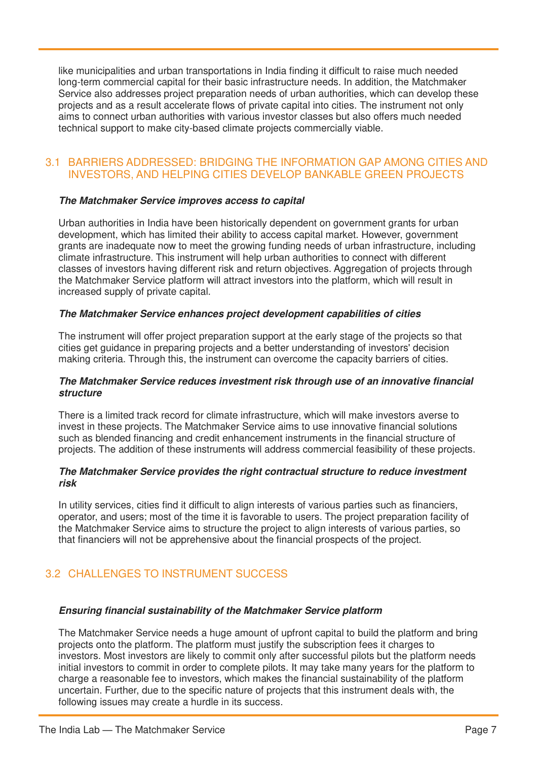like municipalities and urban transportations in India finding it difficult to raise much needed long-term commercial capital for their basic infrastructure needs. In addition, the Matchmaker Service also addresses project preparation needs of urban authorities, which can develop these projects and as a result accelerate flows of private capital into cities. The instrument not only aims to connect urban authorities with various investor classes but also offers much needed technical support to make city-based climate projects commercially viable.

## 3.1 BARRIERS ADDRESSED: BRIDGING THE INFORMATION GAP AMONG CITIES AND INVESTORS, AND HELPING CITIES DEVELOP BANKABLE GREEN PROJECTS

***The Matchmaker Service improves access to capital***

Urban authorities in India have been historically dependent on government grants for urban development, which has limited their ability to access capital market. However, government grants are inadequate now to meet the growing funding needs of urban infrastructure, including climate infrastructure. This instrument will help urban authorities to connect with different classes of investors having different risk and return objectives. Aggregation of projects through the Matchmaker Service platform will attract investors into the platform, which will result in increased supply of private capital.

***The Matchmaker Service enhances project development capabilities of cities***

The instrument will offer project preparation support at the early stage of the projects so that cities get guidance in preparing projects and a better understanding of investors' decision making criteria. Through this, the instrument can overcome the capacity barriers of cities.

***The Matchmaker Service reduces investment risk through use of an innovative financial structure***

There is a limited track record for climate infrastructure, which will make investors averse to invest in these projects. The Matchmaker Service aims to use innovative financial solutions such as blended financing and credit enhancement instruments in the financial structure of projects. The addition of these instruments will address commercial feasibility of these projects.

***The Matchmaker Service provides the right contractual structure to reduce investment risk***

In utility services, cities find it difficult to align interests of various parties such as financiers, operator, and users; most of the time it is favorable to users. The project preparation facility of the Matchmaker Service aims to structure the project to align interests of various parties, so that financiers will not be apprehensive about the financial prospects of the project.

## 3.2 CHALLENGES TO INSTRUMENT SUCCESS

***Ensuring financial sustainability of the Matchmaker Service platform***

The Matchmaker Service needs a huge amount of upfront capital to build the platform and bring projects onto the platform. The platform must justify the subscription fees it charges to investors. Most investors are likely to commit only after successful pilots but the platform needs initial investors to commit in order to complete pilots. It may take many years for the platform to charge a reasonable fee to investors, which makes the financial sustainability of the platform uncertain. Further, due to the specific nature of projects that this instrument deals with, the following issues may create a hurdle in its success.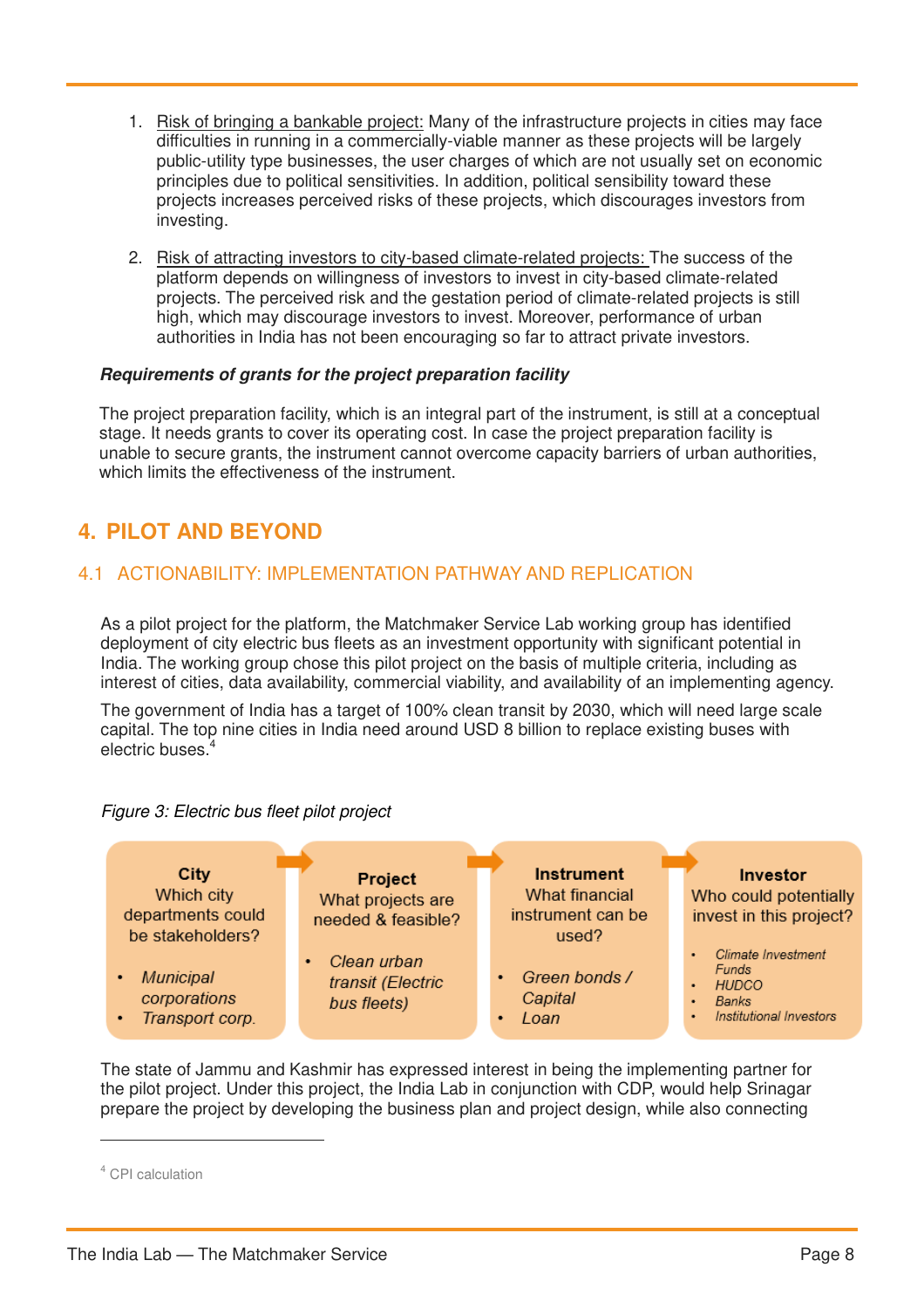1. Risk of bringing a bankable project: Many of the infrastructure projects in cities may face difficulties in running in a commercially-viable manner as these projects will be largely public-utility type businesses, the user charges of which are not usually set on economic principles due to political sensitivities. In addition, political sensibility toward these projects increases perceived risks of these projects, which discourages investors from investing.

2. Risk of attracting investors to city-based climate-related projects: The success of the platform depends on willingness of investors to invest in city-based climate-related projects. The perceived risk and the gestation period of climate-related projects is still high, which may discourage investors to invest. Moreover, performance of urban authorities in India has not been encouraging so far to attract private investors.

***Requirements of grants for the project preparation facility***

The project preparation facility, which is an integral part of the instrument, is still at a conceptual stage. It needs grants to cover its operating cost. In case the project preparation facility is unable to secure grants, the instrument cannot overcome capacity barriers of urban authorities, which limits the effectiveness of the instrument.

# 4. PILOT AND BEYOND

## 4.1 ACTIONABILITY: IMPLEMENTATION PATHWAY AND REPLICATION

As a pilot project for the platform, the Matchmaker Service Lab working group has identified deployment of city electric bus fleets as an investment opportunity with significant potential in India. The working group chose this pilot project on the basis of multiple criteria, including as interest of cities, data availability, commercial viability, and availability of an implementing agency.

The government of India has a target of 100% clean transit by 2030, which will need large scale capital. The top nine cities in India need around USD 8 billion to replace existing buses with electric buses.[4]

*Figure 3: Electric bus fleet pilot project*

| City | Project | Instrument | Investor |
|---|---|---|---|
| Which city departments could be stakeholders? | What projects are needed & feasible? | What financial instrument can be used? | Who could potentially invest in this project? |
| • *Municipal corporations*<br>• *Transport corp.* | • *Clean urban transit (Electric bus fleets)* | • *Green bonds / Capital*<br>• *Loan* | • *Climate Investment Funds*<br>• *HUDCO*<br>• *Banks*<br>• *Institutional Investors* |

The state of Jammu and Kashmir has expressed interest in being the implementing partner for the pilot project. Under this project, the India Lab in conjunction with CDP, would help Srinagar prepare the project by developing the business plan and project design, while also connecting

[4] CPI calculation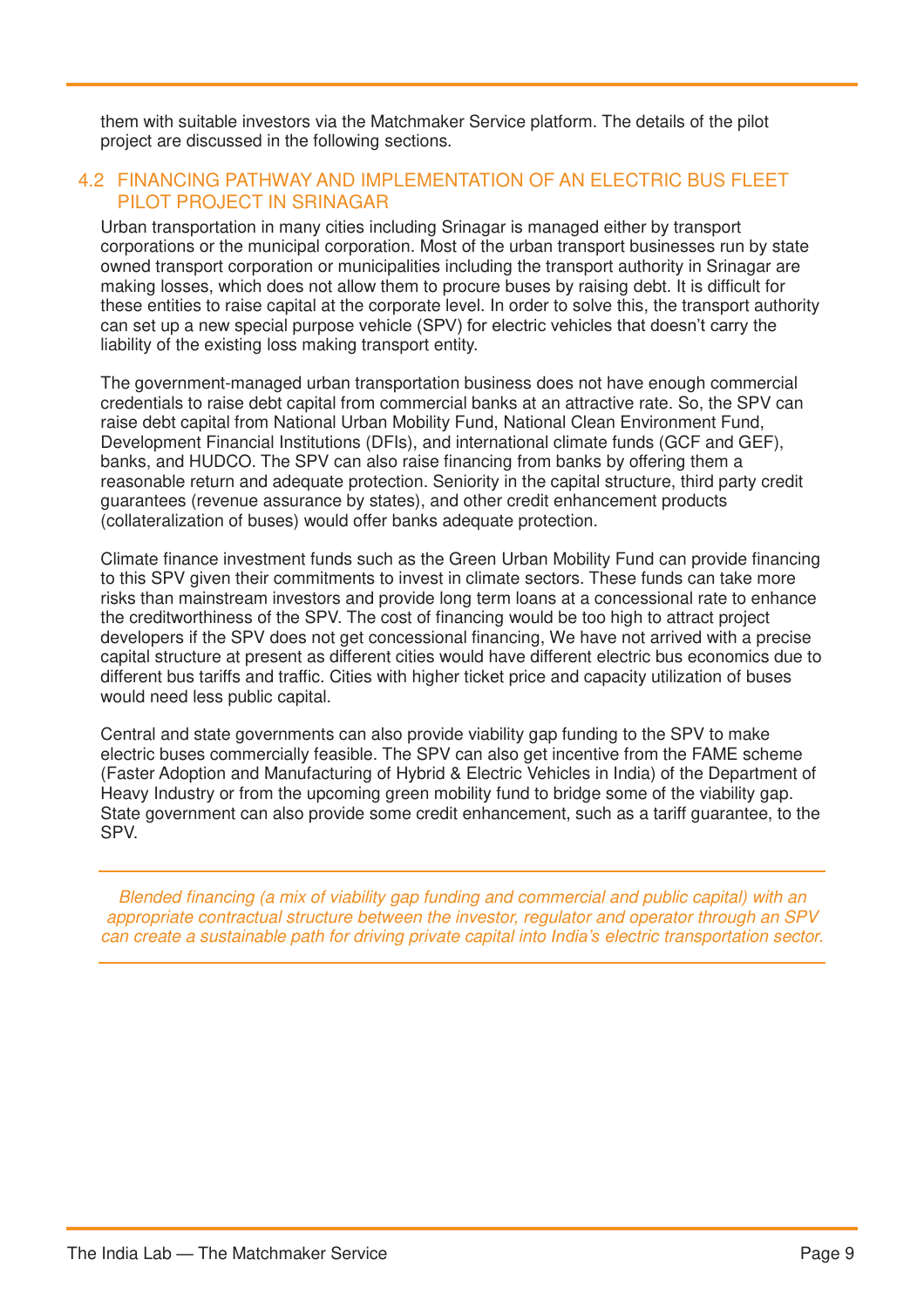them with suitable investors via the Matchmaker Service platform. The details of the pilot project are discussed in the following sections.

## 4.2 FINANCING PATHWAY AND IMPLEMENTATION OF AN ELECTRIC BUS FLEET PILOT PROJECT IN SRINAGAR

Urban transportation in many cities including Srinagar is managed either by transport corporations or the municipal corporation. Most of the urban transport businesses run by state owned transport corporation or municipalities including the transport authority in Srinagar are making losses, which does not allow them to procure buses by raising debt. It is difficult for these entities to raise capital at the corporate level. In order to solve this, the transport authority can set up a new special purpose vehicle (SPV) for electric vehicles that doesn't carry the liability of the existing loss making transport entity.

The government-managed urban transportation business does not have enough commercial credentials to raise debt capital from commercial banks at an attractive rate. So, the SPV can raise debt capital from National Urban Mobility Fund, National Clean Environment Fund, Development Financial Institutions (DFIs), and international climate funds (GCF and GEF), banks, and HUDCO. The SPV can also raise financing from banks by offering them a reasonable return and adequate protection. Seniority in the capital structure, third party credit guarantees (revenue assurance by states), and other credit enhancement products (collateralization of buses) would offer banks adequate protection.

Climate finance investment funds such as the Green Urban Mobility Fund can provide financing to this SPV given their commitments to invest in climate sectors. These funds can take more risks than mainstream investors and provide long term loans at a concessional rate to enhance the creditworthiness of the SPV. The cost of financing would be too high to attract project developers if the SPV does not get concessional financing, We have not arrived with a precise capital structure at present as different cities would have different electric bus economics due to different bus tariffs and traffic. Cities with higher ticket price and capacity utilization of buses would need less public capital.

Central and state governments can also provide viability gap funding to the SPV to make electric buses commercially feasible. The SPV can also get incentive from the FAME scheme (Faster Adoption and Manufacturing of Hybrid & Electric Vehicles in India) of the Department of Heavy Industry or from the upcoming green mobility fund to bridge some of the viability gap. State government can also provide some credit enhancement, such as a tariff guarantee, to the SPV.

*Blended financing (a mix of viability gap funding and commercial and public capital) with an appropriate contractual structure between the investor, regulator and operator through an SPV can create a sustainable path for driving private capital into India's electric transportation sector.*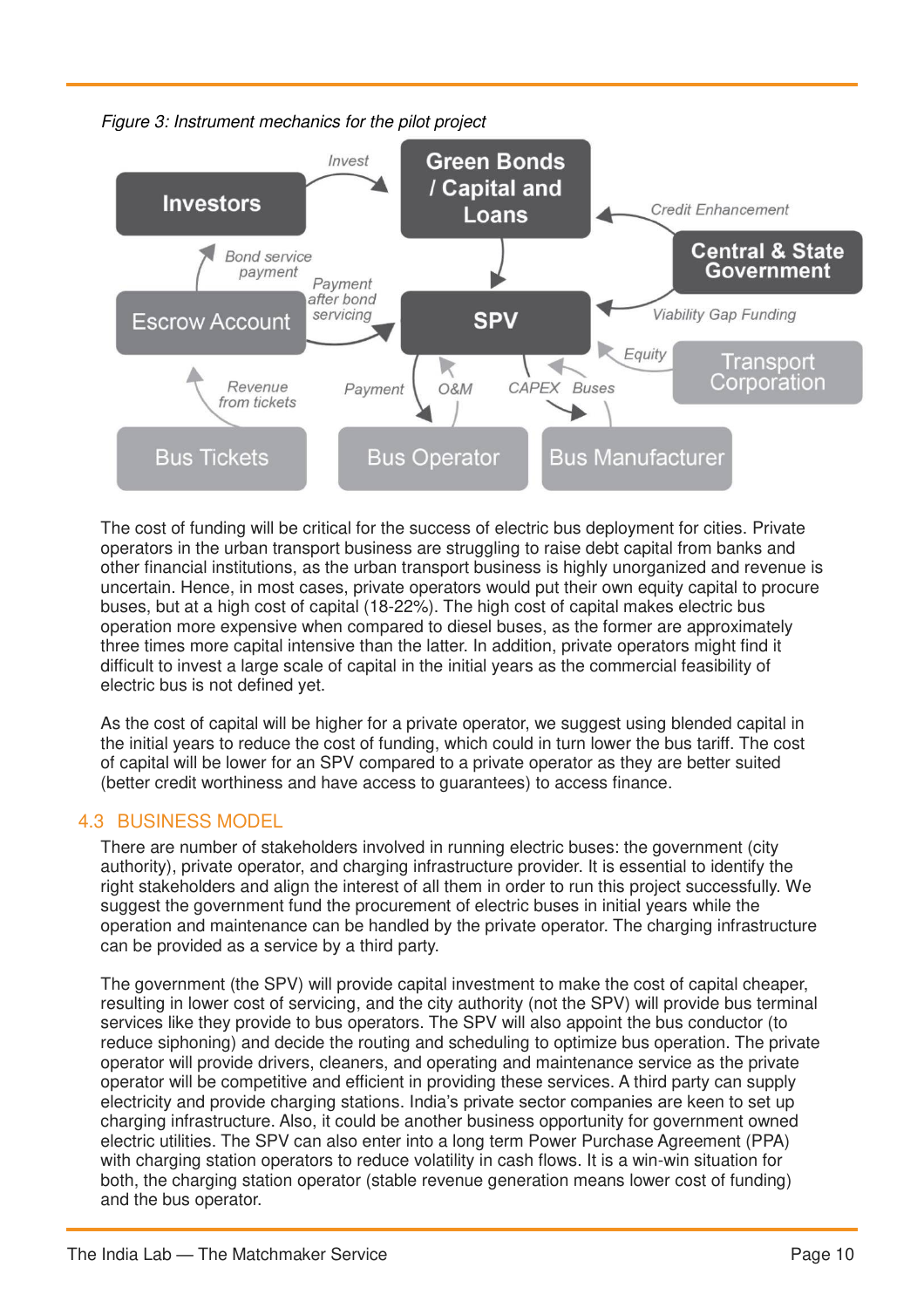*Figure 3: Instrument mechanics for the pilot project*

The cost of funding will be critical for the success of electric bus deployment for cities. Private operators in the urban transport business are struggling to raise debt capital from banks and other financial institutions, as the urban transport business is highly unorganized and revenue is uncertain. Hence, in most cases, private operators would put their own equity capital to procure buses, but at a high cost of capital (18-22%). The high cost of capital makes electric bus operation more expensive when compared to diesel buses, as the former are approximately three times more capital intensive than the latter. In addition, private operators might find it difficult to invest a large scale of capital in the initial years as the commercial feasibility of electric bus is not defined yet.

As the cost of capital will be higher for a private operator, we suggest using blended capital in the initial years to reduce the cost of funding, which could in turn lower the bus tariff. The cost of capital will be lower for an SPV compared to a private operator as they are better suited (better credit worthiness and have access to guarantees) to access finance.

## 4.3 BUSINESS MODEL

There are number of stakeholders involved in running electric buses: the government (city authority), private operator, and charging infrastructure provider. It is essential to identify the right stakeholders and align the interest of all them in order to run this project successfully. We suggest the government fund the procurement of electric buses in initial years while the operation and maintenance can be handled by the private operator. The charging infrastructure can be provided as a service by a third party.

The government (the SPV) will provide capital investment to make the cost of capital cheaper, resulting in lower cost of servicing, and the city authority (not the SPV) will provide bus terminal services like they provide to bus operators. The SPV will also appoint the bus conductor (to reduce siphoning) and decide the routing and scheduling to optimize bus operation. The private operator will provide drivers, cleaners, and operating and maintenance service as the private operator will be competitive and efficient in providing these services. A third party can supply electricity and provide charging stations. India's private sector companies are keen to set up charging infrastructure. Also, it could be another business opportunity for government owned electric utilities. The SPV can also enter into a long term Power Purchase Agreement (PPA) with charging station operators to reduce volatility in cash flows. It is a win-win situation for both, the charging station operator (stable revenue generation means lower cost of funding) and the bus operator.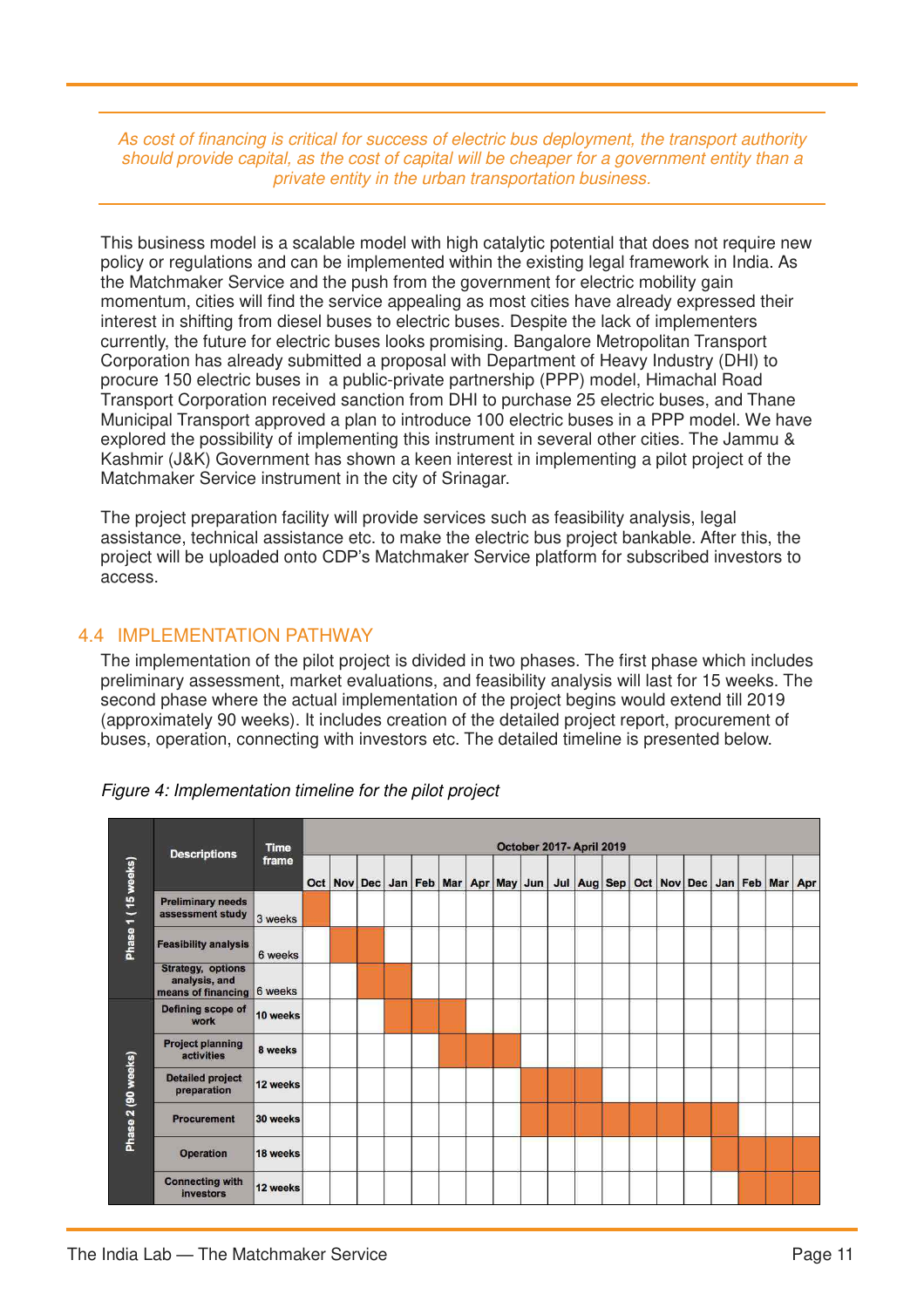*As cost of financing is critical for success of electric bus deployment, the transport authority should provide capital, as the cost of capital will be cheaper for a government entity than a private entity in the urban transportation business.*

This business model is a scalable model with high catalytic potential that does not require new policy or regulations and can be implemented within the existing legal framework in India. As the Matchmaker Service and the push from the government for electric mobility gain momentum, cities will find the service appealing as most cities have already expressed their interest in shifting from diesel buses to electric buses. Despite the lack of implementers currently, the future for electric buses looks promising. Bangalore Metropolitan Transport Corporation has already submitted a proposal with Department of Heavy Industry (DHI) to procure 150 electric buses in a public-private partnership (PPP) model, Himachal Road Transport Corporation received sanction from DHI to purchase 25 electric buses, and Thane Municipal Transport approved a plan to introduce 100 electric buses in a PPP model. We have explored the possibility of implementing this instrument in several other cities. The Jammu & Kashmir (J&K) Government has shown a keen interest in implementing a pilot project of the Matchmaker Service instrument in the city of Srinagar.

The project preparation facility will provide services such as feasibility analysis, legal assistance, technical assistance etc. to make the electric bus project bankable. After this, the project will be uploaded onto CDP's Matchmaker Service platform for subscribed investors to access.

## 4.4 IMPLEMENTATION PATHWAY

The implementation of the pilot project is divided in two phases. The first phase which includes preliminary assessment, market evaluations, and feasibility analysis will last for 15 weeks. The second phase where the actual implementation of the project begins would extend till 2019 (approximately 90 weeks). It includes creation of the detailed project report, procurement of buses, operation, connecting with investors etc. The detailed timeline is presented below.

*Figure 4: Implementation timeline for the pilot project*

| Phase | Descriptions | Time frame | October 2017- April 2019 | | | | | | | | | | | | | | | | | | |
|---|---|---|---|---|---|---|---|---|---|---|---|---|---|---|---|---|---|---|---|---|---|
| | | | Oct | Nov | Dec | Jan | Feb | Mar | Apr | May | Jun | Jul | Aug | Sep | Oct | Nov | Dec | Jan | Feb | Mar | Apr |
| Phase 1 (15 weeks) | Preliminary needs assessment study | 3 weeks | ■ | | | | | | | | | | | | | | | | | | |
| Phase 1 (15 weeks) | Feasibility analysis | 6 weeks | | ■ | ■ | | | | | | | | | | | | | | | | |
| Phase 1 (15 weeks) | Strategy, options analysis, and means of financing | 6 weeks | | | ■ | ■ | | | | | | | | | | | | | | | |
| Phase 2 (90 weeks) | Defining scope of work | 10 weeks | | | | ■ | ■ | ■ | | | | | | | | | | | | | |
| Phase 2 (90 weeks) | Project planning activities | 8 weeks | | | | | | ■ | ■ | ■ | | | | | | | | | | | |
| Phase 2 (90 weeks) | Detailed project preparation | 12 weeks | | | | | | | | | ■ | ■ | ■ | | | | | | | | |
| Phase 2 (90 weeks) | Procurement | 30 weeks | | | | | | | | | ■ | ■ | ■ | ■ | ■ | ■ | ■ | ■ | | | |
| Phase 2 (90 weeks) | Operation | 18 weeks | | | | | | | | | | | | | | | | ■ | ■ | ■ | ■ |
| Phase 2 (90 weeks) | Connecting with investors | 12 weeks | | | | | | | | | | | | | | | | | ■ | ■ | ■ |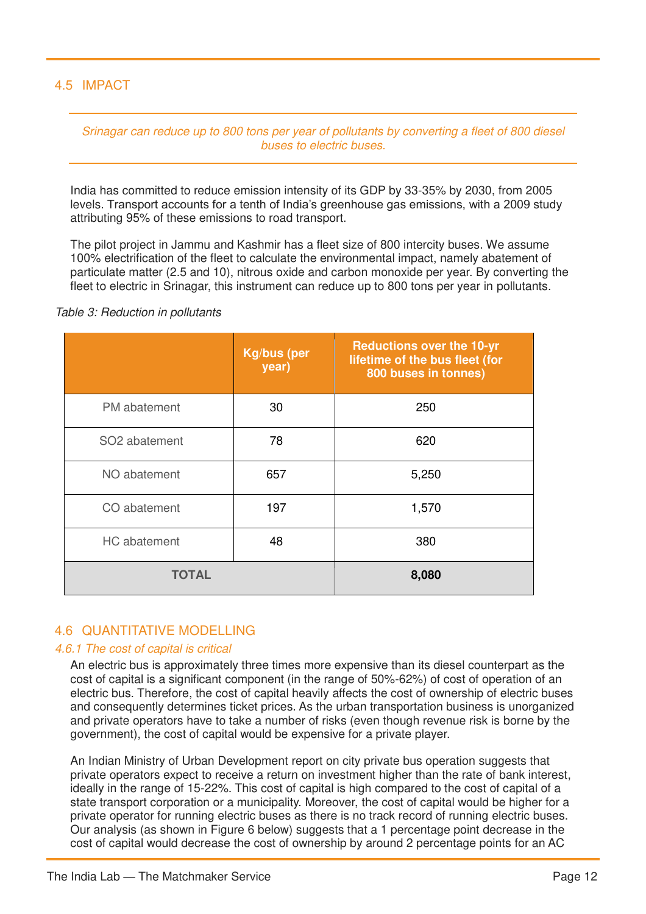## 4.5 IMPACT

*Srinagar can reduce up to 800 tons per year of pollutants by converting a fleet of 800 diesel buses to electric buses.*

India has committed to reduce emission intensity of its GDP by 33-35% by 2030, from 2005 levels. Transport accounts for a tenth of India's greenhouse gas emissions, with a 2009 study attributing 95% of these emissions to road transport.

The pilot project in Jammu and Kashmir has a fleet size of 800 intercity buses. We assume 100% electrification of the fleet to calculate the environmental impact, namely abatement of particulate matter (2.5 and 10), nitrous oxide and carbon monoxide per year. By converting the fleet to electric in Srinagar, this instrument can reduce up to 800 tons per year in pollutants.

*Table 3: Reduction in pollutants*

| | Kg/bus (per year) | Reductions over the 10-yr lifetime of the bus fleet (for 800 buses in tonnes) |
|---|---|---|
| PM abatement | 30 | 250 |
| SO2 abatement | 78 | 620 |
| NO abatement | 657 | 5,250 |
| CO abatement | 197 | 1,570 |
| HC abatement | 48 | 380 |
| **TOTAL** | | **8,080** |

## 4.6 QUANTITATIVE MODELLING

### *4.6.1 The cost of capital is critical*

An electric bus is approximately three times more expensive than its diesel counterpart as the cost of capital is a significant component (in the range of 50%-62%) of cost of operation of an electric bus. Therefore, the cost of capital heavily affects the cost of ownership of electric buses and consequently determines ticket prices. As the urban transportation business is unorganized and private operators have to take a number of risks (even though revenue risk is borne by the government), the cost of capital would be expensive for a private player.

An Indian Ministry of Urban Development report on city private bus operation suggests that private operators expect to receive a return on investment higher than the rate of bank interest, ideally in the range of 15-22%. This cost of capital is high compared to the cost of capital of a state transport corporation or a municipality. Moreover, the cost of capital would be higher for a private operator for running electric buses as there is no track record of running electric buses. Our analysis (as shown in Figure 6 below) suggests that a 1 percentage point decrease in the cost of capital would decrease the cost of ownership by around 2 percentage points for an AC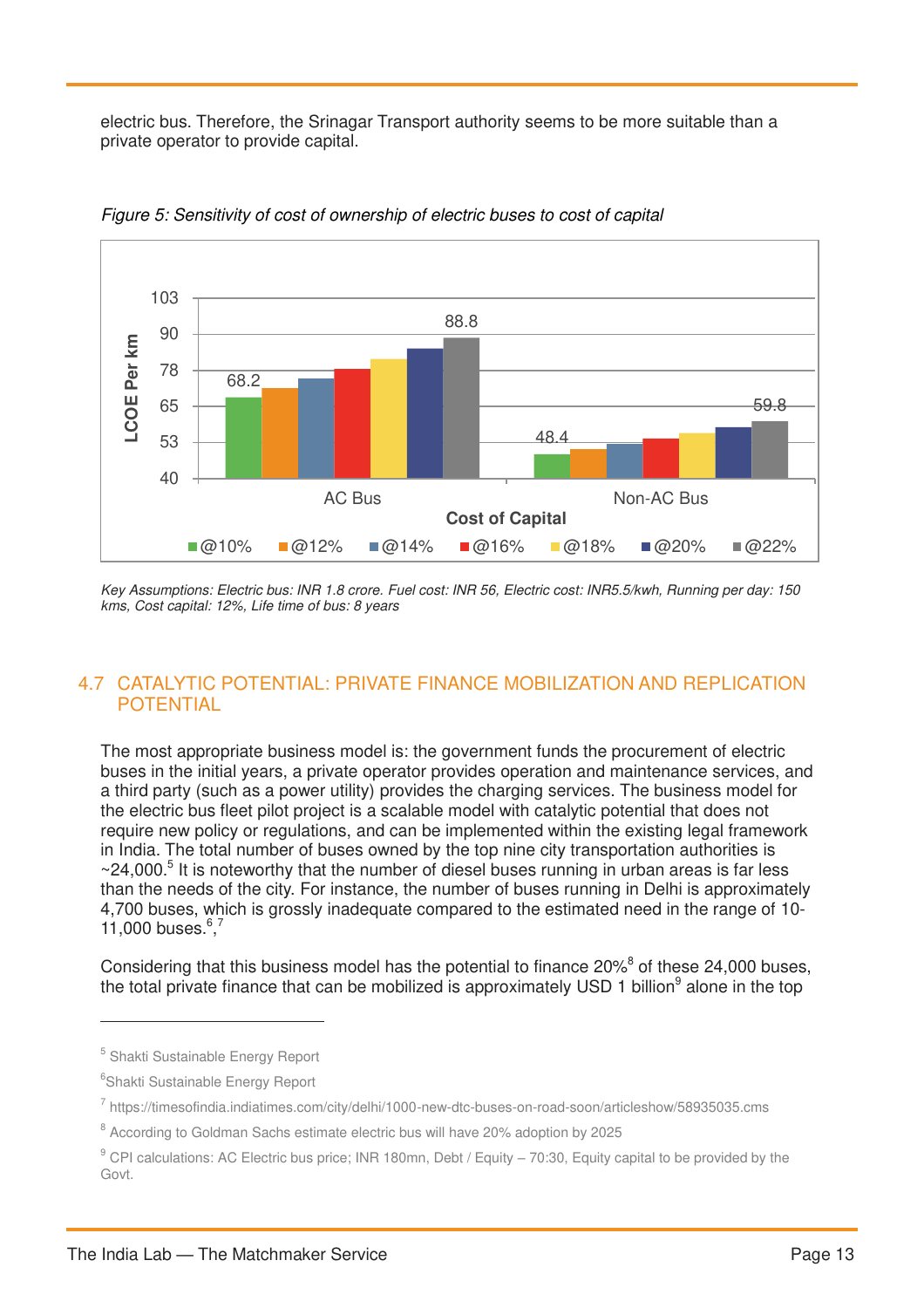electric bus. Therefore, the Srinagar Transport authority seems to be more suitable than a private operator to provide capital.

*Figure 5: Sensitivity of cost of ownership of electric buses to cost of capital*

*Key Assumptions: Electric bus: INR 1.8 crore. Fuel cost: INR 56, Electric cost: INR5.5/kwh, Running per day: 150 kms, Cost capital: 12%, Life time of bus: 8 years*

## 4.7 CATALYTIC POTENTIAL: PRIVATE FINANCE MOBILIZATION AND REPLICATION POTENTIAL

The most appropriate business model is: the government funds the procurement of electric buses in the initial years, a private operator provides operation and maintenance services, and a third party (such as a power utility) provides the charging services. The business model for the electric bus fleet pilot project is a scalable model with catalytic potential that does not require new policy or regulations, and can be implemented within the existing legal framework in India. The total number of buses owned by the top nine city transportation authorities is ~24,000.[5] It is noteworthy that the number of diesel buses running in urban areas is far less than the needs of the city. For instance, the number of buses running in Delhi is approximately 4,700 buses, which is grossly inadequate compared to the estimated need in the range of 10-11,000 buses.[6],[7]

Considering that this business model has the potential to finance 20%[8] of these 24,000 buses, the total private finance that can be mobilized is approximately USD 1 billion[9] alone in the top

---

[5] Shakti Sustainable Energy Report

[6] Shakti Sustainable Energy Report

[7] https://timesofindia.indiatimes.com/city/delhi/1000-new-dtc-buses-on-road-soon/articleshow/58935035.cms

[8] According to Goldman Sachs estimate electric bus will have 20% adoption by 2025

[9] CPI calculations: AC Electric bus price; INR 180mn, Debt / Equity – 70:30, Equity capital to be provided by the Govt.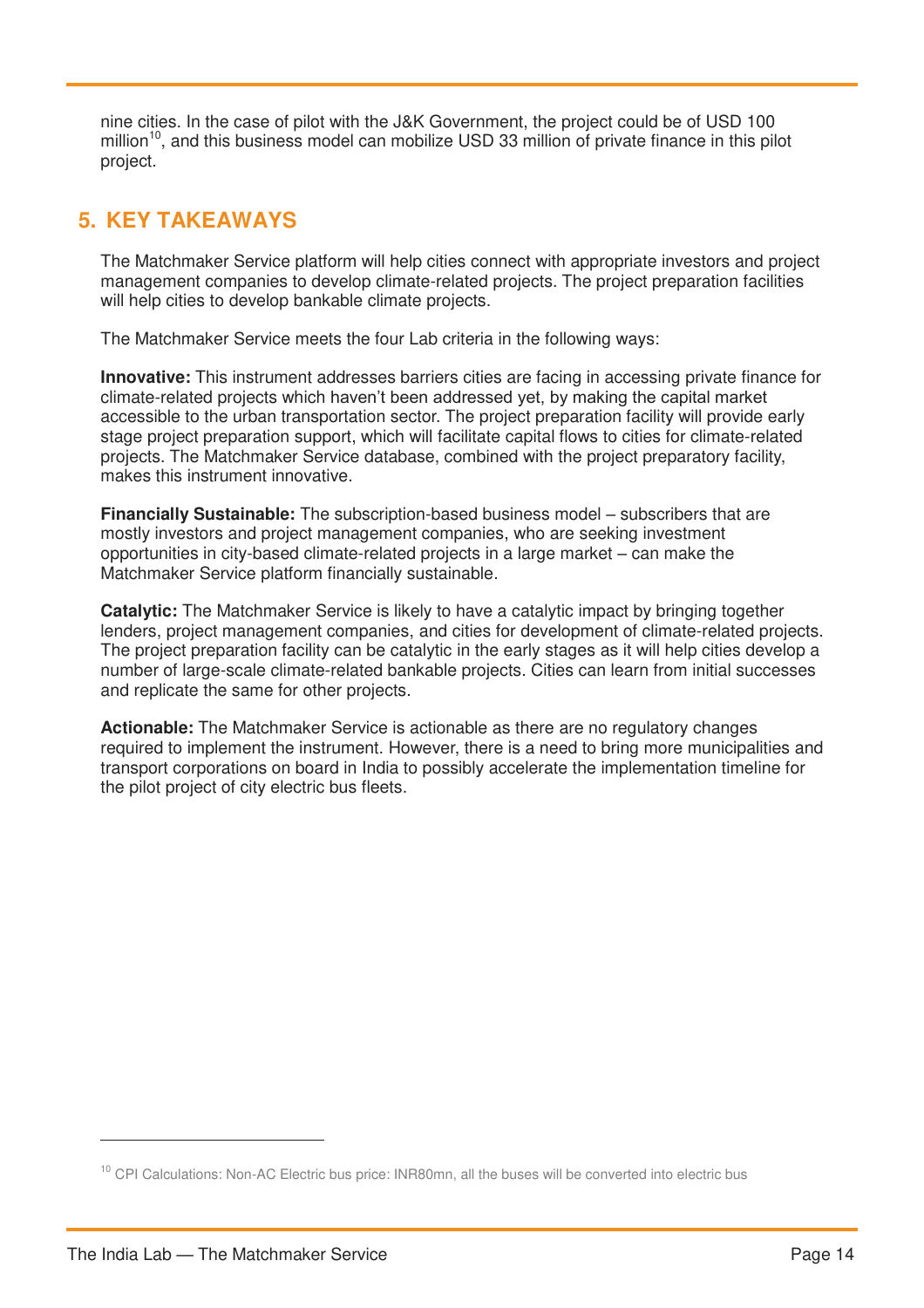nine cities. In the case of pilot with the J&K Government, the project could be of USD 100 million[10], and this business model can mobilize USD 33 million of private finance in this pilot project.

## 5. KEY TAKEAWAYS

The Matchmaker Service platform will help cities connect with appropriate investors and project management companies to develop climate-related projects. The project preparation facilities will help cities to develop bankable climate projects.

The Matchmaker Service meets the four Lab criteria in the following ways:

**Innovative:** This instrument addresses barriers cities are facing in accessing private finance for climate-related projects which haven't been addressed yet, by making the capital market accessible to the urban transportation sector. The project preparation facility will provide early stage project preparation support, which will facilitate capital flows to cities for climate-related projects. The Matchmaker Service database, combined with the project preparatory facility, makes this instrument innovative.

**Financially Sustainable:** The subscription-based business model – subscribers that are mostly investors and project management companies, who are seeking investment opportunities in city-based climate-related projects in a large market – can make the Matchmaker Service platform financially sustainable.

**Catalytic:** The Matchmaker Service is likely to have a catalytic impact by bringing together lenders, project management companies, and cities for development of climate-related projects. The project preparation facility can be catalytic in the early stages as it will help cities develop a number of large-scale climate-related bankable projects. Cities can learn from initial successes and replicate the same for other projects.

**Actionable:** The Matchmaker Service is actionable as there are no regulatory changes required to implement the instrument. However, there is a need to bring more municipalities and transport corporations on board in India to possibly accelerate the implementation timeline for the pilot project of city electric bus fleets.

---

[10] CPI Calculations: Non-AC Electric bus price: INR80mn, all the buses will be converted into electric bus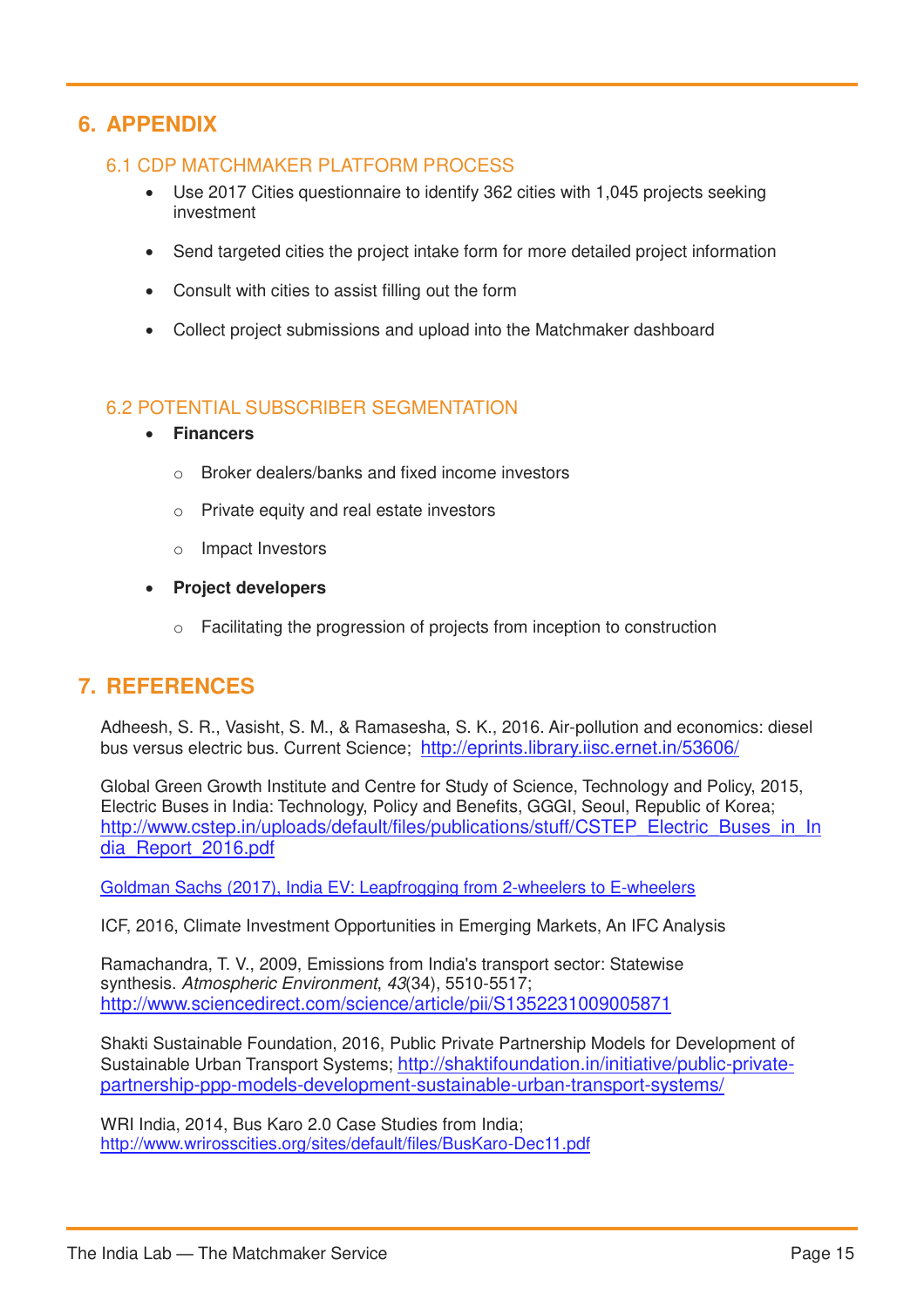# 6. APPENDIX

## 6.1 CDP MATCHMAKER PLATFORM PROCESS

- Use 2017 Cities questionnaire to identify 362 cities with 1,045 projects seeking investment
- Send targeted cities the project intake form for more detailed project information
- Consult with cities to assist filling out the form
- Collect project submissions and upload into the Matchmaker dashboard

## 6.2 POTENTIAL SUBSCRIBER SEGMENTATION

- **Financers**
  - Broker dealers/banks and fixed income investors
  - Private equity and real estate investors
  - Impact Investors
- **Project developers**
  - Facilitating the progression of projects from inception to construction

# 7. REFERENCES

Adheesh, S. R., Vasisht, S. M., & Ramasesha, S. K., 2016. Air-pollution and economics: diesel bus versus electric bus. Current Science; http://eprints.library.iisc.ernet.in/53606/

Global Green Growth Institute and Centre for Study of Science, Technology and Policy, 2015, Electric Buses in India: Technology, Policy and Benefits, GGGI, Seoul, Republic of Korea; http://www.cstep.in/uploads/default/files/publications/stuff/CSTEP_Electric_Buses_in_India_Report_2016.pdf

Goldman Sachs (2017), India EV: Leapfrogging from 2-wheelers to E-wheelers

ICF, 2016, Climate Investment Opportunities in Emerging Markets, An IFC Analysis

Ramachandra, T. V., 2009, Emissions from India's transport sector: Statewise synthesis. *Atmospheric Environment*, *43*(34), 5510-5517; http://www.sciencedirect.com/science/article/pii/S1352231009005871

Shakti Sustainable Foundation, 2016, Public Private Partnership Models for Development of Sustainable Urban Transport Systems; http://shaktifoundation.in/initiative/public-private-partnership-ppp-models-development-sustainable-urban-transport-systems/

WRI India, 2014, Bus Karo 2.0 Case Studies from India; http://www.wrirosscities.org/sites/default/files/BusKaro-Dec11.pdf